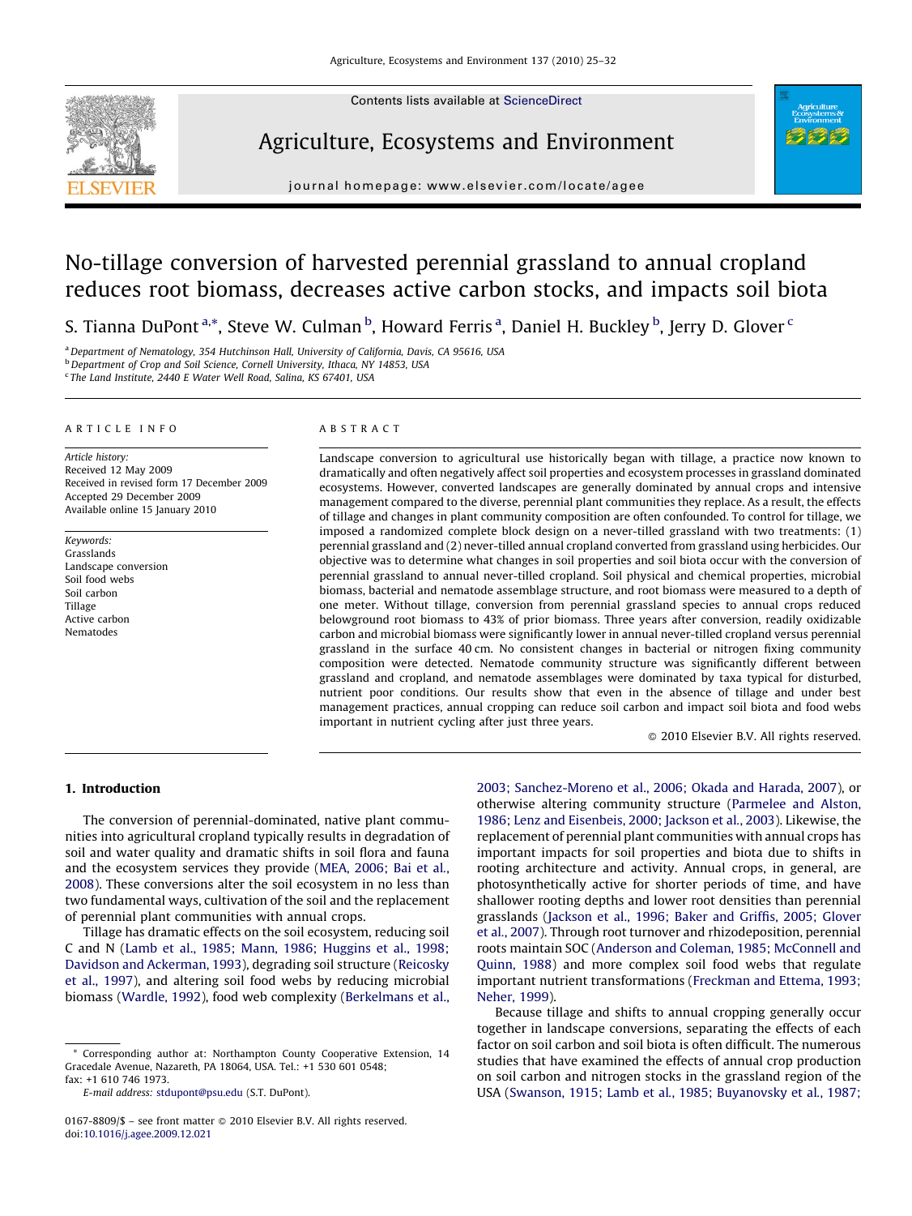# No-tillage conversion of harvested perennial grassland to annual cropland reduces root biomass, decreases active carbon stocks, and impacts soil biota

S. Tianna DuPont[a,*], Steve W. Culman[b], Howard Ferris[a], Daniel H. Buckley[b], Jerry D. Glover[c]

[a] Department of Nematology, 354 Hutchinson Hall, University of California, Davis, CA 95616, USA
[b] Department of Crop and Soil Science, Cornell University, Ithaca, NY 14853, USA
[c] The Land Institute, 2440 E Water Well Road, Salina, KS 67401, USA

## ARTICLE INFO

*Article history:*
Received 12 May 2009
Received in revised form 17 December 2009
Accepted 29 December 2009
Available online 15 January 2010

*Keywords:*
Grasslands
Landscape conversion
Soil food webs
Soil carbon
Tillage
Active carbon
Nematodes

## ABSTRACT

Landscape conversion to agricultural use historically began with tillage, a practice now known to dramatically and often negatively affect soil properties and ecosystem processes in grassland dominated ecosystems. However, converted landscapes are generally dominated by annual crops and intensive management compared to the diverse, perennial plant communities they replace. As a result, the effects of tillage and changes in plant community composition are often confounded. To control for tillage, we imposed a randomized complete block design on a never-tilled grassland with two treatments: (1) perennial grassland and (2) never-tilled annual cropland converted from grassland using herbicides. Our objective was to determine what changes in soil properties and soil biota occur with the conversion of perennial grassland to annual never-tilled cropland. Soil physical and chemical properties, microbial biomass, bacterial and nematode assemblage structure, and root biomass were measured to a depth of one meter. Without tillage, conversion from perennial grassland species to annual crops reduced belowground root biomass to 43% of prior biomass. Three years after conversion, readily oxidizable carbon and microbial biomass were significantly lower in annual never-tilled cropland versus perennial grassland in the surface 40 cm. No consistent changes in bacterial or nitrogen fixing community composition were detected. Nematode community structure was significantly different between grassland and cropland, and nematode assemblages were dominated by taxa typical for disturbed, nutrient poor conditions. Our results show that even in the absence of tillage and under best management practices, annual cropping can reduce soil carbon and impact soil biota and food webs important in nutrient cycling after just three years.

© 2010 Elsevier B.V. All rights reserved.

## 1. Introduction

The conversion of perennial-dominated, native plant communities into agricultural cropland typically results in degradation of soil and water quality and dramatic shifts in soil flora and fauna and the ecosystem services they provide (MEA, 2006; Bai et al., 2008). These conversions alter the soil ecosystem in no less than two fundamental ways, cultivation of the soil and the replacement of perennial plant communities with annual crops.

Tillage has dramatic effects on the soil ecosystem, reducing soil C and N (Lamb et al., 1985; Mann, 1986; Huggins et al., 1998; Davidson and Ackerman, 1993), degrading soil structure (Reicosky et al., 1997), and altering soil food webs by reducing microbial biomass (Wardle, 1992), food web complexity (Berkelmans et al., 2003; Sanchez-Moreno et al., 2006; Okada and Harada, 2007), or otherwise altering community structure (Parmelee and Alston, 1986; Lenz and Eisenbeis, 2000; Jackson et al., 2003). Likewise, the replacement of perennial plant communities with annual crops has important impacts for soil properties and biota due to shifts in rooting architecture and activity. Annual crops, in general, are photosynthetically active for shorter periods of time, and have shallower rooting depths and lower root densities than perennial grasslands (Jackson et al., 1996; Baker and Griffis, 2005; Glover et al., 2007). Through root turnover and rhizodeposition, perennial roots maintain SOC (Anderson and Coleman, 1985; McConnell and Quinn, 1988) and more complex soil food webs that regulate important nutrient transformations (Freckman and Ettema, 1993; Neher, 1999).

Because tillage and shifts to annual cropping generally occur together in landscape conversions, separating the effects of each factor on soil carbon and soil biota is often difficult. The numerous studies that have examined the effects of annual crop production on soil carbon and nitrogen stocks in the grassland region of the USA (Swanson, 1915; Lamb et al., 1985; Buyanovsky et al., 1987;

* Corresponding author at: Northampton County Cooperative Extension, 14 Gracedale Avenue, Nazareth, PA 18064, USA. Tel.: +1 530 601 0548; fax: +1 610 746 1973.
E-mail address: stdupont@psu.edu (S.T. DuPont).

0167-8809/$ – see front matter © 2010 Elsevier B.V. All rights reserved.
doi:10.1016/j.agee.2009.12.021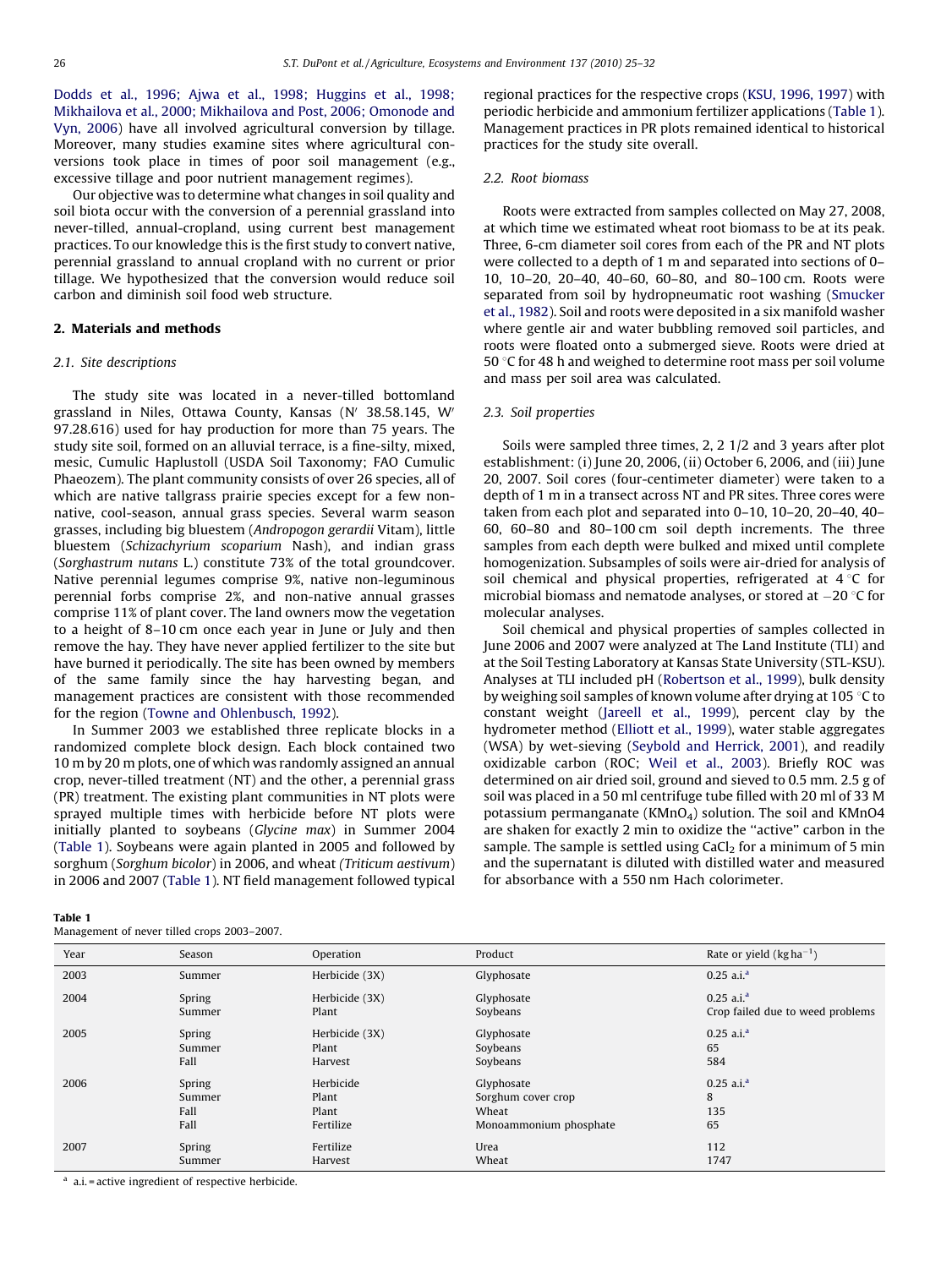Dodds et al., 1996; Ajwa et al., 1998; Huggins et al., 1998; Mikhailova et al., 2000; Mikhailova and Post, 2006; Omonode and Vyn, 2006) have all involved agricultural conversion by tillage. Moreover, many studies examine sites where agricultural conversions took place in times of poor soil management (e.g., excessive tillage and poor nutrient management regimes).

Our objective was to determine what changes in soil quality and soil biota occur with the conversion of a perennial grassland into never-tilled, annual-cropland, using current best management practices. To our knowledge this is the first study to convert native, perennial grassland to annual cropland with no current or prior tillage. We hypothesized that the conversion would reduce soil carbon and diminish soil food web structure.

## 2. Materials and methods

### 2.1. Site descriptions

The study site was located in a never-tilled bottomland grassland in Niles, Ottawa County, Kansas (N′ 38.58.145, W′ 97.28.616) used for hay production for more than 75 years. The study site soil, formed on an alluvial terrace, is a fine-silty, mixed, mesic, Cumulic Haplustoll (USDA Soil Taxonomy; FAO Cumulic Phaeozem). The plant community consists of over 26 species, all of which are native tallgrass prairie species except for a few non-native, cool-season, annual grass species. Several warm season grasses, including big bluestem (*Andropogon gerardii* Vitam), little bluestem (*Schizachyrium scoparium* Nash), and indian grass (*Sorghastrum nutans* L.) constitute 73% of the total groundcover. Native perennial legumes comprise 9%, native non-leguminous perennial forbs comprise 2%, and non-native annual grasses comprise 11% of plant cover. The land owners mow the vegetation to a height of 8–10 cm once each year in June or July and then remove the hay. They have never applied fertilizer to the site but have burned it periodically. The site has been owned by members of the same family since the hay harvesting began, and management practices are consistent with those recommended for the region (Towne and Ohlenbusch, 1992).

In Summer 2003 we established three replicate blocks in a randomized complete block design. Each block contained two 10 m by 20 m plots, one of which was randomly assigned an annual crop, never-tilled treatment (NT) and the other, a perennial grass (PR) treatment. The existing plant communities in NT plots were sprayed multiple times with herbicide before NT plots were initially planted to soybeans (*Glycine max*) in Summer 2004 (Table 1). Soybeans were again planted in 2005 and followed by sorghum (*Sorghum bicolor*) in 2006, and wheat (*Triticum aestivum*) in 2006 and 2007 (Table 1). NT field management followed typical regional practices for the respective crops (KSU, 1996, 1997) with periodic herbicide and ammonium fertilizer applications (Table 1). Management practices in PR plots remained identical to historical practices for the study site overall.

### 2.2. Root biomass

Roots were extracted from samples collected on May 27, 2008, at which time we estimated wheat root biomass to be at its peak. Three, 6-cm diameter soil cores from each of the PR and NT plots were collected to a depth of 1 m and separated into sections of 0–10, 10–20, 20–40, 40–60, 60–80, and 80–100 cm. Roots were separated from soil by hydropneumatic root washing (Smucker et al., 1982). Soil and roots were deposited in a six manifold washer where gentle air and water bubbling removed soil particles, and roots were floated onto a submerged sieve. Roots were dried at 50 °C for 48 h and weighed to determine root mass per soil volume and mass per soil area was calculated.

### 2.3. Soil properties

Soils were sampled three times, 2, 2 1/2 and 3 years after plot establishment: (i) June 20, 2006, (ii) October 6, 2006, and (iii) June 20, 2007. Soil cores (four-centimeter diameter) were taken to a depth of 1 m in a transect across NT and PR sites. Three cores were taken from each plot and separated into 0–10, 10–20, 20–40, 40–60, 60–80 and 80–100 cm soil depth increments. The three samples from each depth were bulked and mixed until complete homogenization. Subsamples of soils were air-dried for analysis of soil chemical and physical properties, refrigerated at 4 °C for microbial biomass and nematode analyses, or stored at −20 °C for molecular analyses.

Soil chemical and physical properties of samples collected in June 2006 and 2007 were analyzed at The Land Institute (TLI) and at the Soil Testing Laboratory at Kansas State University (STL-KSU). Analyses at TLI included pH (Robertson et al., 1999), bulk density by weighing soil samples of known volume after drying at 105 °C to constant weight (Jareell et al., 1999), percent clay by the hydrometer method (Elliott et al., 1999), water stable aggregates (WSA) by wet-sieving (Seybold and Herrick, 2001), and readily oxidizable carbon (ROC; Weil et al., 2003). Briefly ROC was determined on air dried soil, ground and sieved to 0.5 mm. 2.5 g of soil was placed in a 50 ml centrifuge tube filled with 20 ml of 33 M potassium permanganate ($KMnO_4$) solution. The soil and KMnO4 are shaken for exactly 2 min to oxidize the "active" carbon in the sample. The sample is settled using $CaCl_2$ for a minimum of 5 min and the supernatant is diluted with distilled water and measured for absorbance with a 550 nm Hach colorimeter.

**Table 1**
Management of never tilled crops 2003–2007.

| Year | Season | Operation | Product | Rate or yield (kg ha$^{-1}$) |
|---|---|---|---|---|
| 2003 | Summer | Herbicide (3X) | Glyphosate | 0.25 a.i.[a] |
| 2004 | Spring | Herbicide (3X) | Glyphosate | 0.25 a.i.[a] |
| | Summer | Plant | Soybeans | Crop failed due to weed problems |
| 2005 | Spring | Herbicide (3X) | Glyphosate | 0.25 a.i.[a] |
| | Summer | Plant | Soybeans | 65 |
| | Fall | Harvest | Soybeans | 584 |
| 2006 | Spring | Herbicide | Glyphosate | 0.25 a.i.[a] |
| | Summer | Plant | Sorghum cover crop | 8 |
| | Fall | Plant | Wheat | 135 |
| | Fall | Fertilize | Monoammonium phosphate | 65 |
| 2007 | Spring | Fertilize | Urea | 112 |
| | Summer | Harvest | Wheat | 1747 |

[a] a.i. = active ingredient of respective herbicide.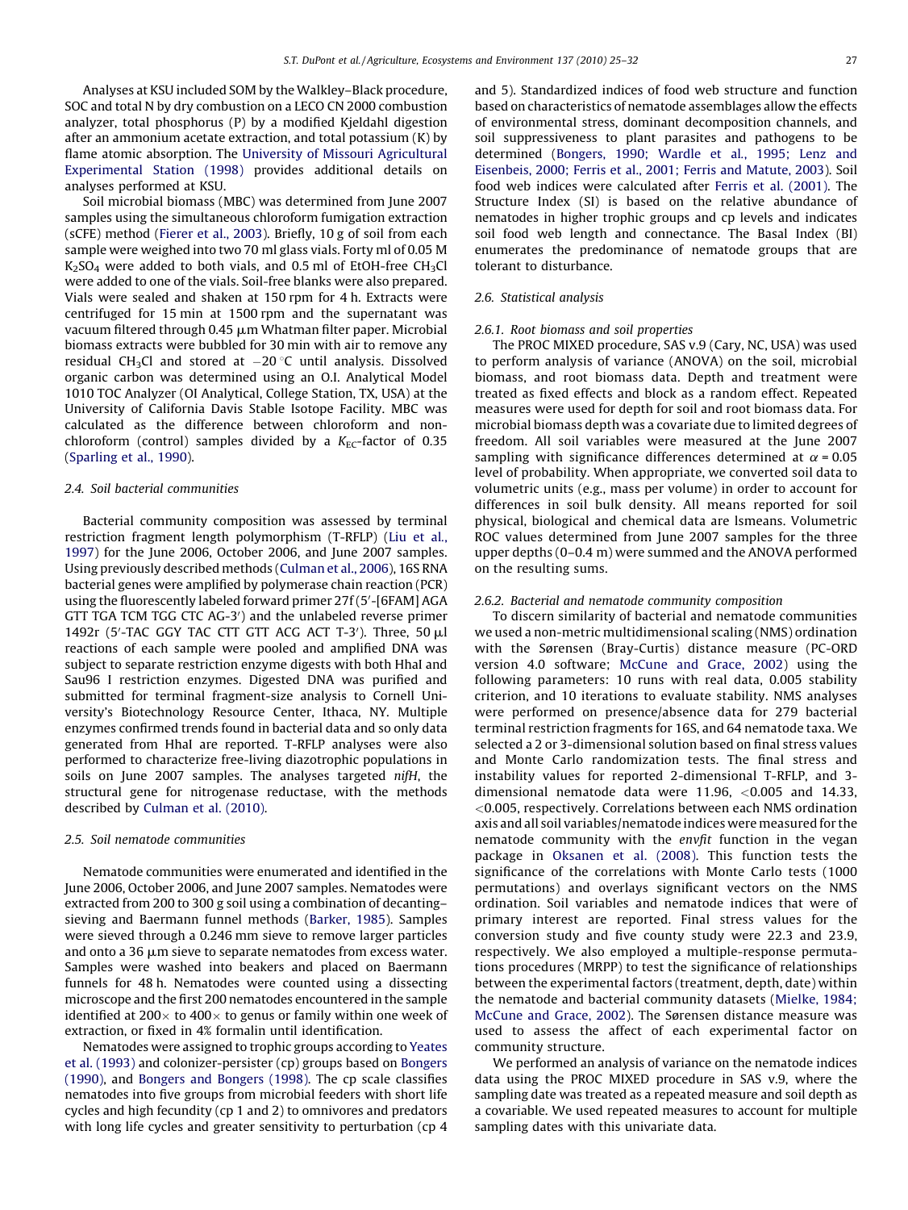Analyses at KSU included SOM by the Walkley–Black procedure, SOC and total N by dry combustion on a LECO CN 2000 combustion analyzer, total phosphorus (P) by a modified Kjeldahl digestion after an ammonium acetate extraction, and total potassium (K) by flame atomic absorption. The University of Missouri Agricultural Experimental Station (1998) provides additional details on analyses performed at KSU.

Soil microbial biomass (MBC) was determined from June 2007 samples using the simultaneous chloroform fumigation extraction (sCFE) method (Fierer et al., 2003). Briefly, 10 g of soil from each sample were weighed into two 70 ml glass vials. Forty ml of 0.05 M $K_2SO_4$ were added to both vials, and 0.5 ml of EtOH-free $CH_3Cl$ were added to one of the vials. Soil-free blanks were also prepared. Vials were sealed and shaken at 150 rpm for 4 h. Extracts were centrifuged for 15 min at 1500 rpm and the supernatant was vacuum filtered through 0.45 μm Whatman filter paper. Microbial biomass extracts were bubbled for 30 min with air to remove any residual $CH_3Cl$ and stored at −20 °C until analysis. Dissolved organic carbon was determined using an O.I. Analytical Model 1010 TOC Analyzer (OI Analytical, College Station, TX, USA) at the University of California Davis Stable Isotope Facility. MBC was calculated as the difference between chloroform and non-chloroform (control) samples divided by a $K_{EC}$-factor of 0.35 (Sparling et al., 1990).

### 2.4. Soil bacterial communities

Bacterial community composition was assessed by terminal restriction fragment length polymorphism (T-RFLP) (Liu et al., 1997) for the June 2006, October 2006, and June 2007 samples. Using previously described methods (Culman et al., 2006), 16S RNA bacterial genes were amplified by polymerase chain reaction (PCR) using the fluorescently labeled forward primer 27f (5′-[6FAM] AGA GTT TGA TCM TGG CTC AG-3′) and the unlabeled reverse primer 1492r (5′-TAC GGY TAC CTT GTT ACG ACT T-3′). Three, 50 μl reactions of each sample were pooled and amplified DNA was subject to separate restriction enzyme digests with both HhaI and Sau96 I restriction enzymes. Digested DNA was purified and submitted for terminal fragment-size analysis to Cornell University's Biotechnology Resource Center, Ithaca, NY. Multiple enzymes confirmed trends found in bacterial data and so only data generated from HhaI are reported. T-RFLP analyses were also performed to characterize free-living diazotrophic populations in soils on June 2007 samples. The analyses targeted *nifH*, the structural gene for nitrogenase reductase, with the methods described by Culman et al. (2010).

### 2.5. Soil nematode communities

Nematode communities were enumerated and identified in the June 2006, October 2006, and June 2007 samples. Nematodes were extracted from 200 to 300 g soil using a combination of decanting–sieving and Baermann funnel methods (Barker, 1985). Samples were sieved through a 0.246 mm sieve to remove larger particles and onto a 36 μm sieve to separate nematodes from excess water. Samples were washed into beakers and placed on Baermann funnels for 48 h. Nematodes were counted using a dissecting microscope and the first 200 nematodes encountered in the sample identified at 200× to 400× to genus or family within one week of extraction, or fixed in 4% formalin until identification.

Nematodes were assigned to trophic groups according to Yeates et al. (1993) and colonizer-persister (cp) groups based on Bongers (1990), and Bongers and Bongers (1998). The cp scale classifies nematodes into five groups from microbial feeders with short life cycles and high fecundity (cp 1 and 2) to omnivores and predators with long life cycles and greater sensitivity to perturbation (cp 4 and 5). Standardized indices of food web structure and function based on characteristics of nematode assemblages allow the effects of environmental stress, dominant decomposition channels, and soil suppressiveness to plant parasites and pathogens to be determined (Bongers, 1990; Wardle et al., 1995; Lenz and Eisenbeis, 2000; Ferris et al., 2001; Ferris and Matute, 2003). Soil food web indices were calculated after Ferris et al. (2001). The Structure Index (SI) is based on the relative abundance of nematodes in higher trophic groups and cp levels and indicates soil food web length and connectance. The Basal Index (BI) enumerates the predominance of nematode groups that are tolerant to disturbance.

### 2.6. Statistical analysis

#### 2.6.1. Root biomass and soil properties

The PROC MIXED procedure, SAS v.9 (Cary, NC, USA) was used to perform analysis of variance (ANOVA) on the soil, microbial biomass, and root biomass data. Depth and treatment were treated as fixed effects and block as a random effect. Repeated measures were used for depth for soil and root biomass data. For microbial biomass depth was a covariate due to limited degrees of freedom. All soil variables were measured at the June 2007 sampling with significance differences determined at $\alpha = 0.05$ level of probability. When appropriate, we converted soil data to volumetric units (e.g., mass per volume) in order to account for differences in soil bulk density. All means reported for soil physical, biological and chemical data are lsmeans. Volumetric ROC values determined from June 2007 samples for the three upper depths (0–0.4 m) were summed and the ANOVA performed on the resulting sums.

#### 2.6.2. Bacterial and nematode community composition

To discern similarity of bacterial and nematode communities we used a non-metric multidimensional scaling (NMS) ordination with the Sørensen (Bray-Curtis) distance measure (PC-ORD version 4.0 software; McCune and Grace, 2002) using the following parameters: 10 runs with real data, 0.005 stability criterion, and 10 iterations to evaluate stability. NMS analyses were performed on presence/absence data for 279 bacterial terminal restriction fragments for 16S, and 64 nematode taxa. We selected a 2 or 3-dimensional solution based on final stress values and Monte Carlo randomization tests. The final stress and instability values for reported 2-dimensional T-RFLP, and 3-dimensional nematode data were 11.96, <0.005 and 14.33, <0.005, respectively. Correlations between each NMS ordination axis and all soil variables/nematode indices were measured for the nematode community with the *envfit* function in the vegan package in Oksanen et al. (2008). This function tests the significance of the correlations with Monte Carlo tests (1000 permutations) and overlays significant vectors on the NMS ordination. Soil variables and nematode indices that were of primary interest are reported. Final stress values for the conversion study and five county study were 22.3 and 23.9, respectively. We also employed a multiple-response permutations procedures (MRPP) to test the significance of relationships between the experimental factors (treatment, depth, date) within the nematode and bacterial community datasets (Mielke, 1984; McCune and Grace, 2002). The Sørensen distance measure was used to assess the affect of each experimental factor on community structure.

We performed an analysis of variance on the nematode indices data using the PROC MIXED procedure in SAS v.9, where the sampling date was treated as a repeated measure and soil depth as a covariable. We used repeated measures to account for multiple sampling dates with this univariate data.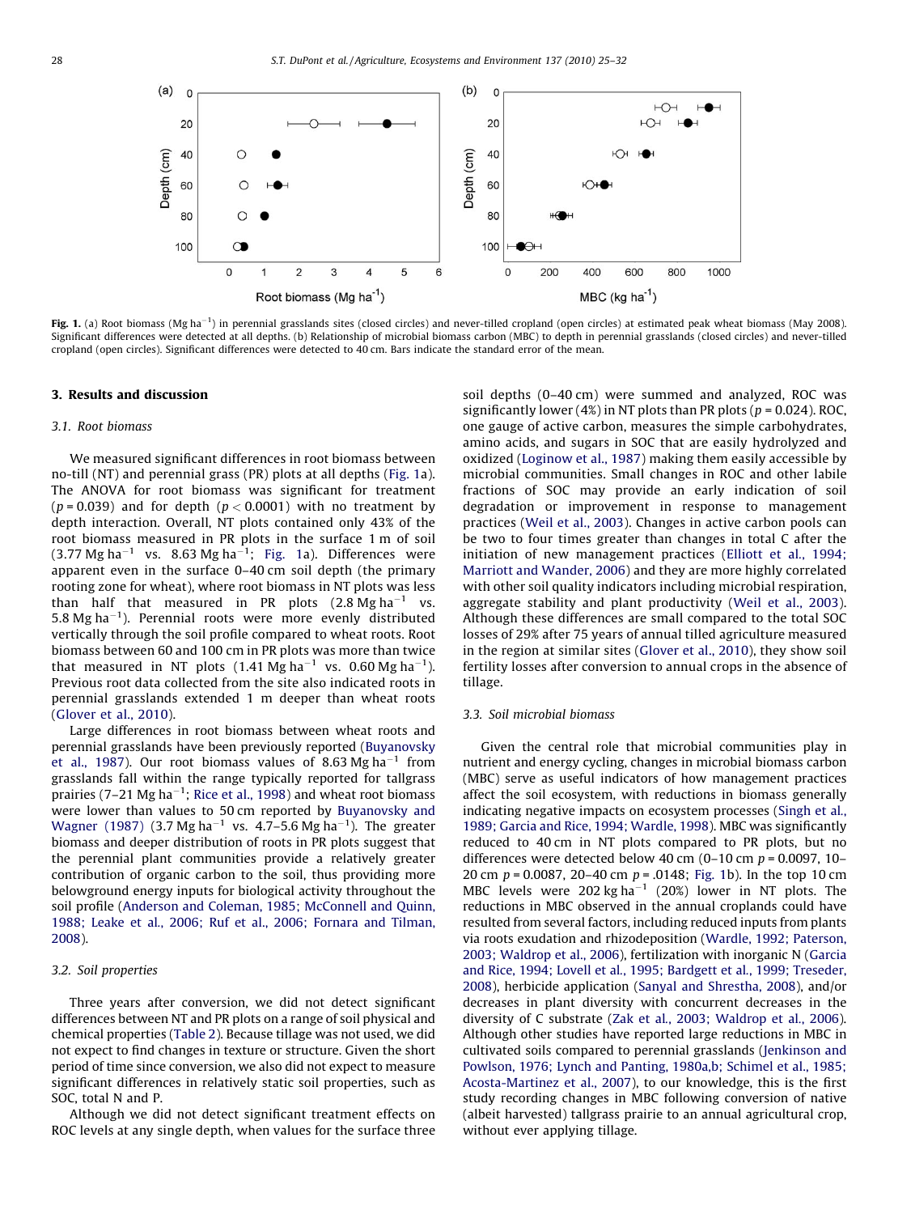**Fig. 1.** (a) Root biomass (Mg ha$^{-1}$) in perennial grasslands sites (closed circles) and never-tilled cropland (open circles) at estimated peak wheat biomass (May 2008). Significant differences were detected at all depths. (b) Relationship of microbial biomass carbon (MBC) to depth in perennial grasslands (closed circles) and never-tilled cropland (open circles). Significant differences were detected to 40 cm. Bars indicate the standard error of the mean.

## 3. Results and discussion

### 3.1. Root biomass

We measured significant differences in root biomass between no-till (NT) and perennial grass (PR) plots at all depths (Fig. 1a). The ANOVA for root biomass was significant for treatment ($p = 0.039$) and for depth ($p < 0.0001$) with no treatment by depth interaction. Overall, NT plots contained only 43% of the root biomass measured in PR plots in the surface 1 m of soil (3.77 Mg ha$^{-1}$ vs. 8.63 Mg ha$^{-1}$; Fig. 1a). Differences were apparent even in the surface 0–40 cm soil depth (the primary rooting zone for wheat), where root biomass in NT plots was less than half that measured in PR plots (2.8 Mg ha$^{-1}$ vs. 5.8 Mg ha$^{-1}$). Perennial roots were more evenly distributed vertically through the soil profile compared to wheat roots. Root biomass between 60 and 100 cm in PR plots was more than twice that measured in NT plots (1.41 Mg ha$^{-1}$ vs. 0.60 Mg ha$^{-1}$). Previous root data collected from the site also indicated roots in perennial grasslands extended 1 m deeper than wheat roots (Glover et al., 2010).

Large differences in root biomass between wheat roots and perennial grasslands have been previously reported (Buyanovsky et al., 1987). Our root biomass values of 8.63 Mg ha$^{-1}$ from grasslands fall within the range typically reported for tallgrass prairies (7–21 Mg ha$^{-1}$; Rice et al., 1998) and wheat root biomass were lower than values to 50 cm reported by Buyanovsky and Wagner (1987) (3.7 Mg ha$^{-1}$ vs. 4.7–5.6 Mg ha$^{-1}$). The greater biomass and deeper distribution of roots in PR plots suggest that the perennial plant communities provide a relatively greater contribution of organic carbon to the soil, thus providing more belowground energy inputs for biological activity throughout the soil profile (Anderson and Coleman, 1985; McConnell and Quinn, 1988; Leake et al., 2006; Ruf et al., 2006; Fornara and Tilman, 2008).

### 3.2. Soil properties

Three years after conversion, we did not detect significant differences between NT and PR plots on a range of soil physical and chemical properties (Table 2). Because tillage was not used, we did not expect to find changes in texture or structure. Given the short period of time since conversion, we also did not expect to measure significant differences in relatively static soil properties, such as SOC, total N and P.

Although we did not detect significant treatment effects on ROC levels at any single depth, when values for the surface three soil depths (0–40 cm) were summed and analyzed, ROC was significantly lower (4%) in NT plots than PR plots ($p = 0.024$). ROC, one gauge of active carbon, measures the simple carbohydrates, amino acids, and sugars in SOC that are easily hydrolyzed and oxidized (Loginow et al., 1987) making them easily accessible by microbial communities. Small changes in ROC and other labile fractions of SOC may provide an early indication of soil degradation or improvement in response to management practices (Weil et al., 2003). Changes in active carbon pools can be two to four times greater than changes in total C after the initiation of new management practices (Elliott et al., 1994; Marriott and Wander, 2006) and they are more highly correlated with other soil quality indicators including microbial respiration, aggregate stability and plant productivity (Weil et al., 2003). Although these differences are small compared to the total SOC losses of 29% after 75 years of annual tilled agriculture measured in the region at similar sites (Glover et al., 2010), they show soil fertility losses after conversion to annual crops in the absence of tillage.

### 3.3. Soil microbial biomass

Given the central role that microbial communities play in nutrient and energy cycling, changes in microbial biomass carbon (MBC) serve as useful indicators of how management practices affect the soil ecosystem, with reductions in biomass generally indicating negative impacts on ecosystem processes (Singh et al., 1989; Garcia and Rice, 1994; Wardle, 1998). MBC was significantly reduced to 40 cm in NT plots compared to PR plots, but no differences were detected below 40 cm (0–10 cm $p = 0.0097$, 10–20 cm $p = 0.0087$, 20–40 cm $p = .0148$; Fig. 1b). In the top 10 cm MBC levels were 202 kg ha$^{-1}$ (20%) lower in NT plots. The reductions in MBC observed in the annual croplands could have resulted from several factors, including reduced inputs from plants via roots exudation and rhizodeposition (Wardle, 1992; Paterson, 2003; Waldrop et al., 2006), fertilization with inorganic N (Garcia and Rice, 1994; Lovell et al., 1995; Bardgett et al., 1999; Treseder, 2008), herbicide application (Sanyal and Shrestha, 2008), and/or decreases in plant diversity with concurrent decreases in the diversity of C substrate (Zak et al., 2003; Waldrop et al., 2006). Although other studies have reported large reductions in MBC in cultivated soils compared to perennial grasslands (Jenkinson and Powlson, 1976; Lynch and Panting, 1980a,b; Schimel et al., 1985; Acosta-Martinez et al., 2007), to our knowledge, this is the first study recording changes in MBC following conversion of native (albeit harvested) tallgrass prairie to an annual agricultural crop, without ever applying tillage.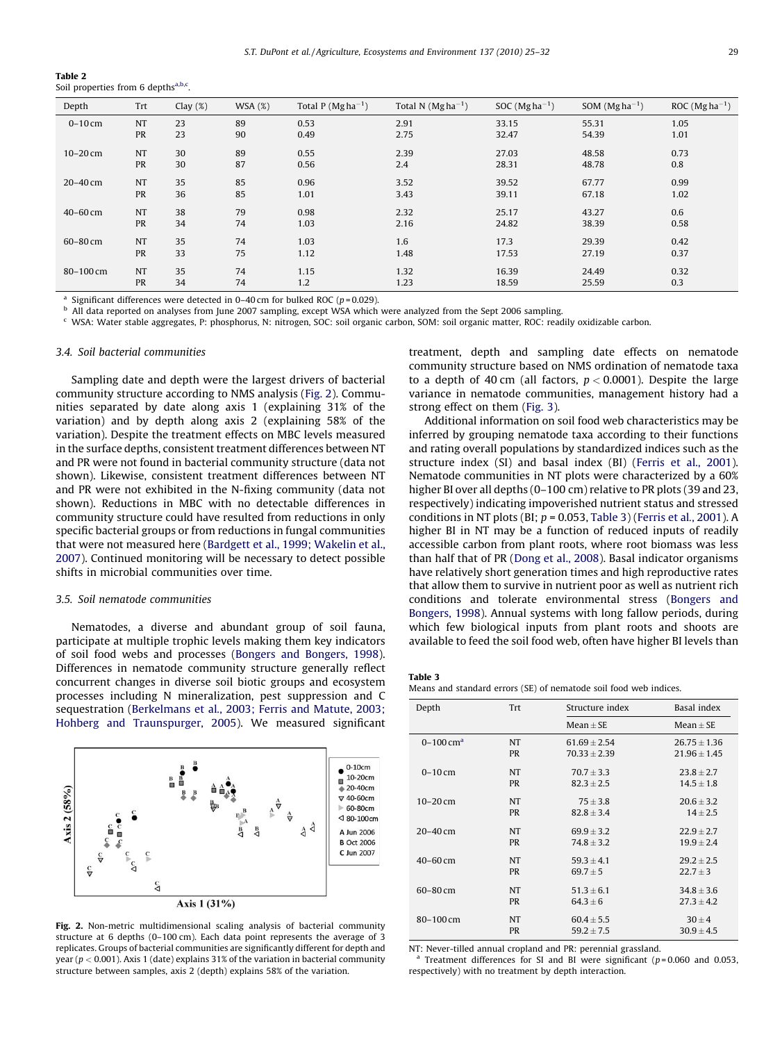**Table 2**
Soil properties from 6 depths[a,b,c].

| Depth | Trt | Clay (%) | WSA (%) | Total P (Mg ha$^{-1}$) | Total N (Mg ha$^{-1}$) | SOC (Mg ha$^{-1}$) | SOM (Mg ha$^{-1}$) | ROC (Mg ha$^{-1}$) |
|---|---|---|---|---|---|---|---|---|
| 0–10 cm | NT | 23 | 89 | 0.53 | 2.91 | 33.15 | 55.31 | 1.05 |
| | PR | 23 | 90 | 0.49 | 2.75 | 32.47 | 54.39 | 1.01 |
| 10–20 cm | NT | 30 | 89 | 0.55 | 2.39 | 27.03 | 48.58 | 0.73 |
| | PR | 30 | 87 | 0.56 | 2.4 | 28.31 | 48.78 | 0.8 |
| 20–40 cm | NT | 35 | 85 | 0.96 | 3.52 | 39.52 | 67.77 | 0.99 |
| | PR | 36 | 85 | 1.01 | 3.43 | 39.11 | 67.18 | 1.02 |
| 40–60 cm | NT | 38 | 79 | 0.98 | 2.32 | 25.17 | 43.27 | 0.6 |
| | PR | 34 | 74 | 1.03 | 2.16 | 24.82 | 38.39 | 0.58 |
| 60–80 cm | NT | 35 | 74 | 1.03 | 1.6 | 17.3 | 29.39 | 0.42 |
| | PR | 33 | 75 | 1.12 | 1.48 | 17.53 | 27.19 | 0.37 |
| 80–100 cm | NT | 35 | 74 | 1.15 | 1.32 | 16.39 | 24.49 | 0.32 |
| | PR | 34 | 74 | 1.2 | 1.23 | 18.59 | 25.59 | 0.3 |

[a] Significant differences were detected in 0–40 cm for bulked ROC ($p = 0.029$).
[b] All data reported on analyses from June 2007 sampling, except WSA which were analyzed from the Sept 2006 sampling.
[c] WSA: Water stable aggregates, P: phosphorus, N: nitrogen, SOC: soil organic carbon, SOM: soil organic matter, ROC: readily oxidizable carbon.

### 3.4. Soil bacterial communities

Sampling date and depth were the largest drivers of bacterial community structure according to NMS analysis (Fig. 2). Communities separated by date along axis 1 (explaining 31% of the variation) and by depth along axis 2 (explaining 58% of the variation). Despite the treatment effects on MBC levels measured in the surface depths, consistent treatment differences between NT and PR were not found in bacterial community structure (data not shown). Likewise, consistent treatment differences between NT and PR were not exhibited in the N-fixing community (data not shown). Reductions in MBC with no detectable differences in community structure could have resulted from reductions in only specific bacterial groups or from reductions in fungal communities that were not measured here (Bardgett et al., 1999; Wakelin et al., 2007). Continued monitoring will be necessary to detect possible shifts in microbial communities over time.

### 3.5. Soil nematode communities

Nematodes, a diverse and abundant group of soil fauna, participate at multiple trophic levels making them key indicators of soil food webs and processes (Bongers and Bongers, 1998). Differences in nematode community structure generally reflect concurrent changes in diverse soil biotic groups and ecosystem processes including N mineralization, pest suppression and C sequestration (Berkelmans et al., 2003; Ferris and Matute, 2003; Hohberg and Traunspurger, 2005). We measured significant treatment, depth and sampling date effects on nematode community structure based on NMS ordination of nematode taxa to a depth of 40 cm (all factors, $p < 0.0001$). Despite the large variance in nematode communities, management history had a strong effect on them (Fig. 3).

Additional information on soil food web characteristics may be inferred by grouping nematode taxa according to their functions and rating overall populations by standardized indices such as the structure index (SI) and basal index (BI) (Ferris et al., 2001). Nematode communities in NT plots were characterized by a 60% higher BI over all depths (0–100 cm) relative to PR plots (39 and 23, respectively) indicating impoverished nutrient status and stressed conditions in NT plots (BI; $p = 0.053$, Table 3) (Ferris et al., 2001). A higher BI in NT may be a function of reduced inputs of readily accessible carbon from plant roots, where root biomass was less than half that of PR (Dong et al., 2008). Basal indicator organisms have relatively short generation times and high reproductive rates that allow them to survive in nutrient poor as well as nutrient rich conditions and tolerate environmental stress (Bongers and Bongers, 1998). Annual systems with long fallow periods, during which few biological inputs from plant roots and shoots are available to feed the soil food web, often have higher BI levels than

**Fig. 2.** Non-metric multidimensional scaling analysis of bacterial community structure at 6 depths (0–100 cm). Each data point represents the average of 3 replicates. Groups of bacterial communities are significantly different for depth and year ($p < 0.001$). Axis 1 (date) explains 31% of the variation in bacterial community structure between samples, axis 2 (depth) explains 58% of the variation.

**Table 3**
Means and standard errors (SE) of nematode soil food web indices.

| Depth | Trt | Structure index | Basal index |
|---|---|---|---|
| | | Mean ± SE | Mean ± SE |
| 0–100 cm[a] | NT | 61.69 ± 2.54 | 26.75 ± 1.36 |
| | PR | 70.33 ± 2.39 | 21.96 ± 1.45 |
| 0–10 cm | NT | 70.7 ± 3.3 | 23.8 ± 2.7 |
| | PR | 82.3 ± 2.5 | 14.5 ± 1.8 |
| 10–20 cm | NT | 75 ± 3.8 | 20.6 ± 3.2 |
| | PR | 82.8 ± 3.4 | 14 ± 2.5 |
| 20–40 cm | NT | 69.9 ± 3.2 | 22.9 ± 2.7 |
| | PR | 74.8 ± 3.2 | 19.9 ± 2.4 |
| 40–60 cm | NT | 59.3 ± 4.1 | 29.2 ± 2.5 |
| | PR | 69.7 ± 5 | 22.7 ± 3 |
| 60–80 cm | NT | 51.3 ± 6.1 | 34.8 ± 3.6 |
| | PR | 64.3 ± 6 | 27.3 ± 4.2 |
| 80–100 cm | NT | 60.4 ± 5.5 | 30 ± 4 |
| | PR | 59.2 ± 7.5 | 30.9 ± 4.5 |

NT: Never-tilled annual cropland and PR: perennial grassland.
[a] Treatment differences for SI and BI were significant ($p = 0.060$ and $0.053$, respectively) with no treatment by depth interaction.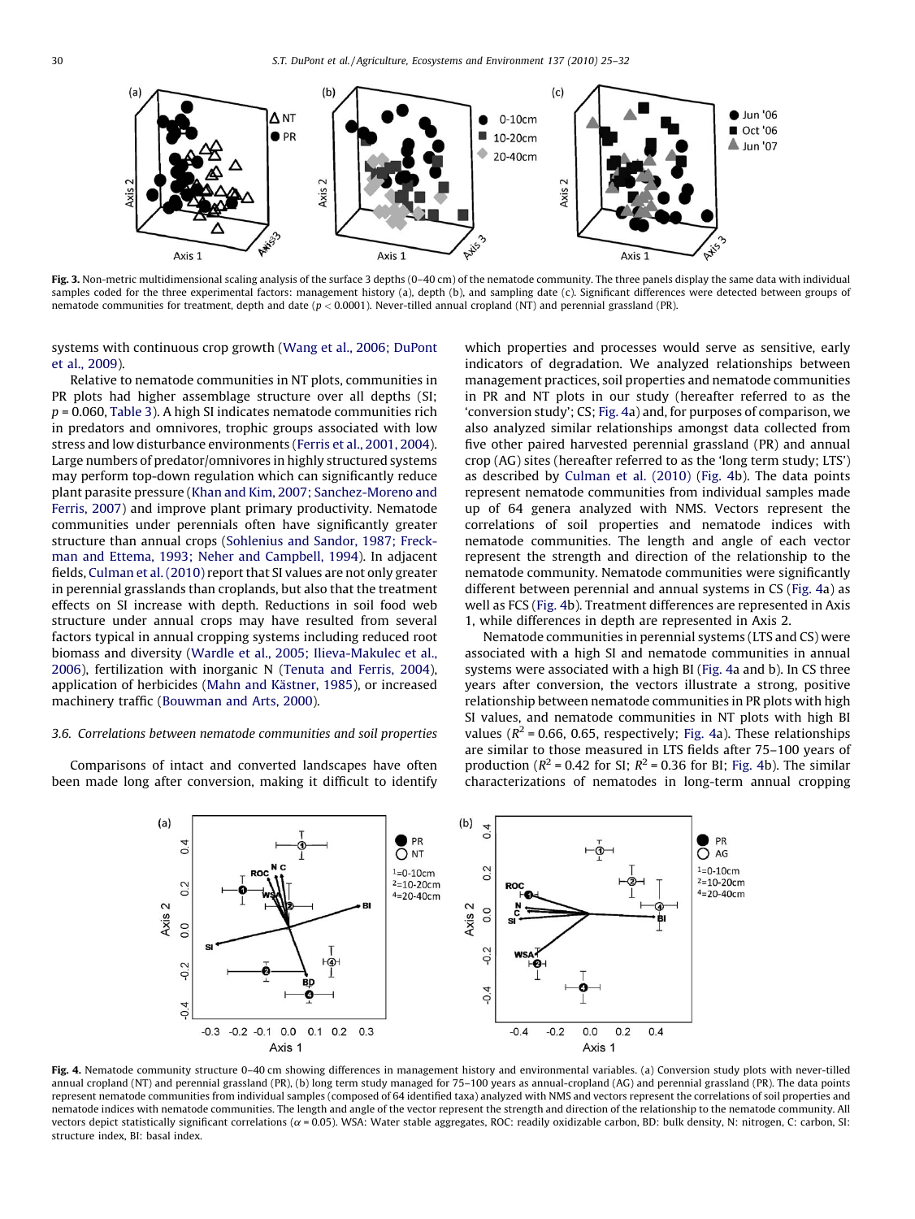**Fig. 3.** Non-metric multidimensional scaling analysis of the surface 3 depths (0–40 cm) of the nematode community. The three panels display the same data with individual samples coded for the three experimental factors: management history (a), depth (b), and sampling date (c). Significant differences were detected between groups of nematode communities for treatment, depth and date ($p < 0.0001$). Never-tilled annual cropland (NT) and perennial grassland (PR).

systems with continuous crop growth (Wang et al., 2006; DuPont et al., 2009).

Relative to nematode communities in NT plots, communities in PR plots had higher assemblage structure over all depths (SI; $p = 0.060$, Table 3). A high SI indicates nematode communities rich in predators and omnivores, trophic groups associated with low stress and low disturbance environments (Ferris et al., 2001, 2004). Large numbers of predator/omnivores in highly structured systems may perform top-down regulation which can significantly reduce plant parasite pressure (Khan and Kim, 2007; Sanchez-Moreno and Ferris, 2007) and improve plant primary productivity. Nematode communities under perennials often have significantly greater structure than annual crops (Sohlenius and Sandor, 1987; Freckman and Ettema, 1993; Neher and Campbell, 1994). In adjacent fields, Culman et al. (2010) report that SI values are not only greater in perennial grasslands than croplands, but also that the treatment effects on SI increase with depth. Reductions in soil food web structure under annual crops may have resulted from several factors typical in annual cropping systems including reduced root biomass and diversity (Wardle et al., 2005; Ilieva-Makulec et al., 2006), fertilization with inorganic N (Tenuta and Ferris, 2004), application of herbicides (Mahn and Kästner, 1985), or increased machinery traffic (Bouwman and Arts, 2000).

### 3.6. Correlations between nematode communities and soil properties

Comparisons of intact and converted landscapes have often been made long after conversion, making it difficult to identify which properties and processes would serve as sensitive, early indicators of degradation. We analyzed relationships between management practices, soil properties and nematode communities in PR and NT plots in our study (hereafter referred to as the 'conversion study'; CS; Fig. 4a) and, for purposes of comparison, we also analyzed similar relationships amongst data collected from five other paired harvested perennial grassland (PR) and annual crop (AG) sites (hereafter referred to as the 'long term study; LTS') as described by Culman et al. (2010) (Fig. 4b). The data points represent nematode communities from individual samples made up of 64 genera analyzed with NMS. Vectors represent the correlations of soil properties and nematode indices with nematode communities. The length and angle of each vector represent the strength and direction of the relationship to the nematode community. Nematode communities were significantly different between perennial and annual systems in CS (Fig. 4a) as well as FCS (Fig. 4b). Treatment differences are represented in Axis 1, while differences in depth are represented in Axis 2.

Nematode communities in perennial systems (LTS and CS) were associated with a high SI and nematode communities in annual systems were associated with a high BI (Fig. 4a and b). In CS three years after conversion, the vectors illustrate a strong, positive relationship between nematode communities in PR plots with high SI values, and nematode communities in NT plots with high BI values ($R^2 = 0.66$, 0.65, respectively; Fig. 4a). These relationships are similar to those measured in LTS fields after 75–100 years of production ($R^2 = 0.42$ for SI; $R^2 = 0.36$ for BI; Fig. 4b). The similar characterizations of nematodes in long-term annual cropping

**Fig. 4.** Nematode community structure 0–40 cm showing differences in management history and environmental variables. (a) Conversion study plots with never-tilled annual cropland (NT) and perennial grassland (PR), (b) long term study managed for 75–100 years as annual-cropland (AG) and perennial grassland (PR). The data points represent nematode communities from individual samples (composed of 64 identified taxa) analyzed with NMS and vectors represent the correlations of soil properties and nematode indices with nematode communities. The length and angle of the vector represent the strength and direction of the relationship to the nematode community. All vectors depict statistically significant correlations ($\alpha = 0.05$). WSA: Water stable aggregates, ROC: readily oxidizable carbon, BD: bulk density, N: nitrogen, C: carbon, SI: structure index, BI: basal index.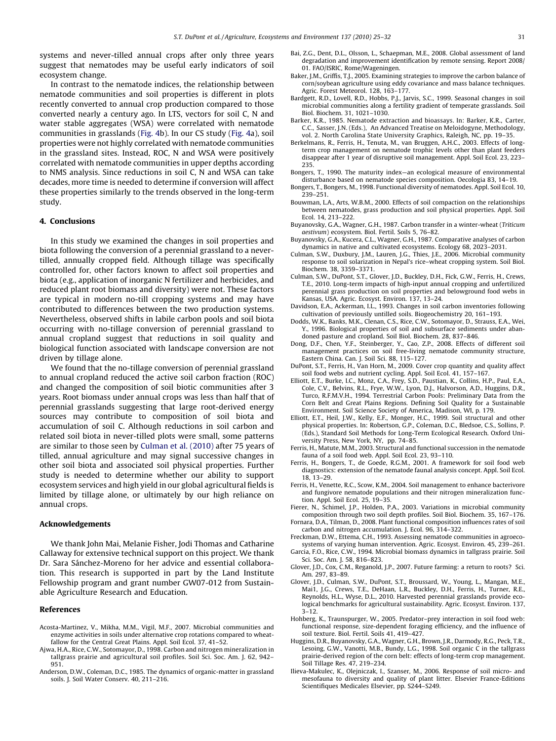systems and never-tilled annual crops after only three years suggest that nematodes may be useful early indicators of soil ecosystem change.

In contrast to the nematode indices, the relationship between nematode communities and soil properties is different in plots recently converted to annual crop production compared to those converted nearly a century ago. In LTS, vectors for soil C, N and water stable aggregates (WSA) were correlated with nematode communities in grasslands (Fig. 4b). In our CS study (Fig. 4a), soil properties were not highly correlated with nematode communities in the grassland sites. Instead, ROC, N and WSA were positively correlated with nematode communities in upper depths according to NMS analysis. Since reductions in soil C, N and WSA can take decades, more time is needed to determine if conversion will affect these properties similarly to the trends observed in the long-term study.

## 4. Conclusions

In this study we examined the changes in soil properties and biota following the conversion of a perennial grassland to a never-tilled, annually cropped field. Although tillage was specifically controlled for, other factors known to affect soil properties and biota (e.g., application of inorganic N fertilizer and herbicides, and reduced plant root biomass and diversity) were not. These factors are typical in modern no-till cropping systems and may have contributed to differences between the two production systems. Nevertheless, observed shifts in labile carbon pools and soil biota occurring with no-tillage conversion of perennial grassland to annual cropland suggest that reductions in soil quality and biological function associated with landscape conversion are not driven by tillage alone.

We found that the no-tillage conversion of perennial grassland to annual cropland reduced the active soil carbon fraction (ROC) and changed the composition of soil biotic communities after 3 years. Root biomass under annual crops was less than half that of perennial grasslands suggesting that large root-derived energy sources may contribute to composition of soil biota and accumulation of soil C. Although reductions in soil carbon and related soil biota in never-tilled plots were small, some patterns are similar to those seen by Culman et al. (2010) after 75 years of tilled, annual agriculture and may signal successive changes in other soil biota and associated soil physical properties. Further study is needed to determine whether our ability to support ecosystem services and high yield in our global agricultural fields is limited by tillage alone, or ultimately by our high reliance on annual crops.

## Acknowledgements

We thank John Mai, Melanie Fisher, Jodi Thomas and Catharine Callaway for extensive technical support on this project. We thank Dr. Sara Sánchez-Moreno for her advice and essential collaboration. This research is supported in part by the Land Institute Fellowship program and grant number GW07-012 from Sustainable Agriculture Research and Education.

## References

Acosta-Martinez, V., Mikha, M.M., Vigil, M.F., 2007. Microbial communities and enzyme activities in soils under alternative crop rotations compared to wheat-fallow for the Central Great Plains. Appl. Soil Ecol. 37, 41–52.

Ajwa, H.A., Rice, C.W., Sotomayor, D., 1998. Carbon and nitrogen mineralization in tallgrass prairie and agricultural soil profiles. Soil Sci. Soc. Am. J. 62, 942–951.

Anderson, D.W., Coleman, D.C., 1985. The dynamics of organic-matter in grassland soils. J. Soil Water Conserv. 40, 211–216.

Bai, Z.G., Dent, D.L., Olsson, L., Schaepman, M.E., 2008. Global assessment of land degradation and improvement identification by remote sensing. Report 2008/01. FAO/ISRIC, Rome/Wageningen.

Baker, J.M., Griffis, T.J., 2005. Examining strategies to improve the carbon balance of corn/soybean agriculture using eddy covariance and mass balance techniques. Agric. Forest Meteorol. 128, 163–177.

Bardgett, R.D., Lovell, R.D., Hobbs, P.J., Jarvis, S.C., 1999. Seasonal changes in soil microbial communities along a fertility gradient of temperate grasslands. Soil Biol. Biochem. 31, 1021–1030.

Barker, K.R., 1985. Nematode extraction and bioassays. In: Barker, K.R., Carter, C.C., Sasser, J.N. (Eds.), An Advanced Treatise on Meloidogyne, Methodology, vol. 2. North Carolina State University Graphics, Raleigh, NC, pp. 19–35.

Berkelmans, R., Ferris, H., Tenuta, M., van Bruggen, A.H.C., 2003. Effects of long-term crop management on nematode trophic levels other than plant feeders disappear after 1 year of disruptive soil management. Appl. Soil Ecol. 23, 223–235.

Bongers, T., 1990. The maturity index—an ecological measure of environmental disturbance based on nematode species composition. Oecologia 83, 14–19.

Bongers, T., Bongers, M., 1998. Functional diversity of nematodes. Appl. Soil Ecol. 10, 239–251.

Bouwman, L.A., Arts, W.B.M., 2000. Effects of soil compaction on the relationships between nematodes, grass production and soil physical properties. Appl. Soil Ecol. 14, 213–222.

Buyanovsky, G.A., Wagner, G.H., 1987. Carbon transfer in a winter-wheat (*Triticum aestivum*) ecosystem. Biol. Fertil. Soils 5, 76–82.

Buyanovsky, G.A., Kucera, C.L., Wagner, G.H., 1987. Comparative analyses of carbon dynamics in native and cultivated ecosystems. Ecology 68, 2023–2031.

Culman, S.W., Duxbury, J.M., Lauren, J.G., Thies, J.E., 2006. Microbial community response to soil solarization in Nepal's rice–wheat cropping system. Soil Biol. Biochem. 38, 3359–3371.

Culman, S.W., DuPont, S.T., Glover, J.D., Buckley, D.H., Fick, G.W., Ferris, H., Crews, T.E., 2010. Long-term impacts of high-input annual cropping and unfertilized perennial grass production on soil properties and belowground food webs in Kansas, USA. Agric. Ecosyst. Environ. 137, 13–24.

Davidson, E.A., Ackerman, I.L., 1993. Changes in soil carbon inventories following cultivation of previously untilled soils. Biogeochemistry 20, 161–193.

Dodds, W.K., Banks, M.K., Clenan, C.S., Rice, C.W., Sotomayor, D., Strauss, E.A., Wei, Y., 1996. Biological properties of soil and subsurface sediments under abandoned pasture and cropland. Soil Biol. Biochem. 28, 837–846.

Dong, D.F., Chen, Y.F., Steinberger, Y., Cao, Z.P., 2008. Effects of different soil management practices on soil free-living nematode community structure, Eastern China. Can. J. Soil Sci. 88, 115–127.

DuPont, S.T., Ferris, H., Van Horn, M., 2009. Cover crop quantity and quality affect soil food webs and nutrient cycling. Appl. Soil Ecol. 41, 157–167.

Elliott, E.T., Burke, I.C., Monz, C.A., Frey, S.D., Paustian, K., Collins, H.P., Paul, E.A., Cole, C.V., Belvins, R.L., Frye, W.W., Lyon, D.J., Halvorson, A.D., Huggins, D.R., Turco, R.F.M.V.H., 1994. Terrestrial Carbon Pools: Preliminary Data from the Corn Belt and Great Plains Regions. Defining Soil Quality for a Sustainable Environment. Soil Science Society of America, Madison, WI, p. 179.

Elliott, E.T., Heil, J.W., Kelly, E.F., Monger, H.C., 1999. Soil structural and other physical properties. In: Robertson, G.P., Coleman, D.C., Bledsoe, C.S., Sollins, P. (Eds.), Standard Soil Methods for Long-Term Ecological Research. Oxford University Press, New York, NY, pp. 74–85.

Ferris, H., Matute, M.M., 2003. Structural and functional succession in the nematode fauna of a soil food web. Appl. Soil Ecol. 23, 93–110.

Ferris, H., Bongers, T., de Goede, R.G.M., 2001. A framework for soil food web diagnostics: extension of the nematode faunal analysis concept. Appl. Soil Ecol. 18, 13–29.

Ferris, H., Venette, R.C., Scow, K.M., 2004. Soil management to enhance bacterivore and fungivore nematode populations and their nitrogen mineralization function. Appl. Soil Ecol. 25, 19–35.

Fierer, N., Schimel, J.P., Holden, P.A., 2003. Variations in microbial community composition through two soil depth profiles. Soil Biol. Biochem. 35, 167–176.

Fornara, D.A., Tilman, D., 2008. Plant functional composition influences rates of soil carbon and nitrogen accumulation. J. Ecol. 96, 314–322.

Freckman, D.W., Ettema, C.H., 1993. Assessing nematode communities in agroecosystems of varying human intervention. Agric. Ecosyst. Environ. 45, 239–261.

Garcia, F.O., Rice, C.W., 1994. Microbial biomass dynamics in tallgrass prairie. Soil Sci. Soc. Am. J. 58, 816–823.

Glover, J.D., Cox, C.M., Reganold, J.P., 2007. Future farming: a return to roots? Sci. Am. 297, 83–89.

Glover, J.D., Culman, S.W., DuPont, S.T., Broussard, W., Young, L., Mangan, M.E., Mai1, J.G., Crews, T.E., DeHaan, L.R., Buckley, D.H., Ferris, H., Turner, R.E., Reynolds, H.L., Wyse, D.L., 2010. Harvested perennial grasslands provide ecological benchmarks for agricultural sustainability. Agric. Ecosyst. Environ. 137, 3–12.

Hohberg, K., Traunspurger, W., 2005. Predator–prey interaction in soil food web: functional response, size-dependent foraging efficiency, and the influence of soil texture. Biol. Fertil. Soils 41, 419–427.

Huggins, D.R., Buyanovsky, G.A., Wagner, G.H., Brown, J.R., Darmody, R.G., Peck, T.R., Lesoing, G.W., Vanotti, M.B., Bundy, L.G., 1998. Soil organic C in the tallgrass prairie-derived region of the corn belt: effects of long-term crop management. Soil Tillage Res. 47, 219–234.

Ilieva-Makulec, K., Olejniczak, I., Szanser, M., 2006. Response of soil micro- and mesofauna to diversity and quality of plant litter. Elsevier France-Editions Scientifiques Medicales Elsevier, pp. S244–S249.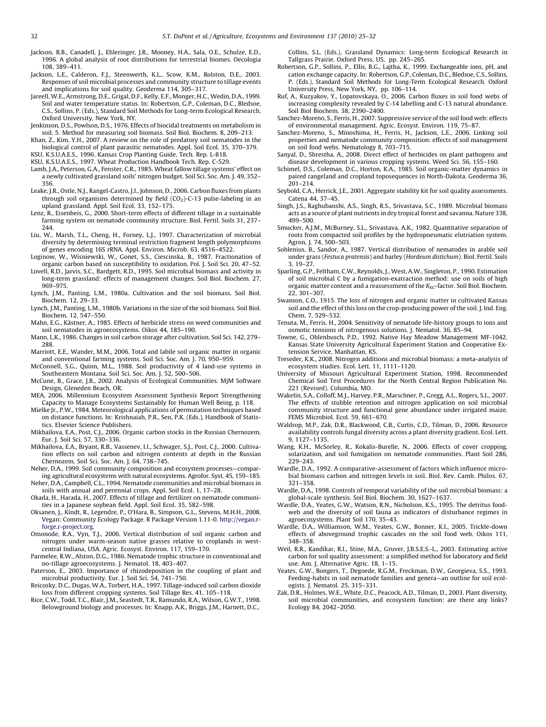Jackson, R.B., Canadell, J., Ehleringer, J.R., Mooney, H.A., Sala, O.E., Schulze, E.D., 1996. A global analysis of root distributions for terrestrial biomes. Oecologia 108, 389–411.

Jackson, L.E., Calderon, F.J., Steenwerth, K.L., Scow, K.M., Rolston, D.E., 2003. Responses of soil microbial processes and community structure to tillage events and implications for soil quality. Geoderma 114, 305–317.

Jareell, W.E., Armstrong, D.E., Grigal, D.F., Kelly, E.F., Monger, H.C., Wedin, D.A., 1999. Soil and water temperature status. In: Robertson, G.P., Coleman, D.C., Bledsoe, C.S., Sollins, P. (Eds.), Standard Soil Methods for Long-term Ecological Research. Oxford University, New York, NY.

Jenkinson, D.S., Powlson, D.S., 1976. Effects of biocidal treatments on metabolism in soil. 5. Method for measuring soil biomass. Soil Biol. Biochem. 8, 209–213.

Khan, Z., Kim, Y.H., 2007. A review on the role of predatory soil nematodes in the biological control of plant parasitic nematodes. Appl. Soil Ecol. 35, 370–379.

KSU, K.S.U.A.E.S., 1996. Kansas Crop Planting Guide. Tech. Rep. L-818.

KSU, K.S.U.A.E.S., 1997. Wheat Production Handbook Tech. Rep. C-529.

Lamb, J.A., Peterson, G.A., Fenster, C.R., 1985. Wheat fallow tillage systems' effect on a newly cultivated grassland soils' nitrogen budget. Soil Sci. Soc. Am. J. 49, 352–356.

Leake, J.R., Ostle, N.J., Rangel-Castro, J.I., Johnson, D., 2006. Carbon fluxes from plants through soil organisms determined by field ($CO_2$)-C-13 pulse-labeling in an upland grassland. Appl. Soil Ecol. 33, 152–175.

Lenz, R., Eisenbeis, G., 2000. Short-term effects of different tillage in a sustainable farming system on nematode community structure. Biol. Fertil. Soils 31, 237–244.

Liu, W., Marsh, T.L., Cheng, H., Forney, L.J., 1997. Characterization of microbial diversity by determining terminal restriction fragment length polymorphisms of genes encoding 16S rRNA. Appl. Environ. Microb. 63, 4516–4522.

Loginow, W., Wisniewski, W., Gonet, S.S., Ciescinska, B., 1987. Fractionation of organic carbon based on susceptibility to oxidation. Pol. J. Soil Sci. 20, 47–52.

Lovell, R.D., Jarvis, S.C., Bardgett, R.D., 1995. Soil microbial biomass and activity in long-term grassland: effects of management changes. Soil Biol. Biochem. 27, 969–975.

Lynch, J.M., Panting, L.M., 1980a. Cultivation and the soil biomass. Soil Biol. Biochem. 12, 29–33.

Lynch, J.M., Panting, L.M., 1980b. Variations in the size of the soil biomass. Soil Biol. Biochem. 12, 547–550.

Mahn, E.G., Kästner, A., 1985. Effects of herbicide stress on weed communities and soil nematodes in agroecosystems. Oikos 44, 185–190.

Mann, L.K., 1986. Changes in soil carbon storage after cultivation. Soil Sci. 142, 279–288.

Marriott, E.E., Wander, M.M., 2006. Total and labile soil organic matter in organic and conventional farming systems. Soil Sci. Soc. Am. J. 70, 950–959.

McConnell, S.G., Quinn, M.L., 1988. Soil productivity of 4 land-use systems in Southeastern Montana. Soil Sci. Soc. Am. J. 52, 500–506.

McCune, B., Grace, J.B., 2002. Analysis of Ecological Communities. MjM Software Design, Gleneden Beach, OR.

MEA, 2006. Millennium Ecosystem Assessment Synthesis Report Strengthening Capacity to Manage Ecosystems Sustainably for Human Well Being, p. 118.

Mielke Jr., P.W., 1984. Meteorological applications of permutation techniques based on distance functions. In: Krishnaiah, P.R., Sen, P.K. (Eds.), Handbook of Statistics. Elsevier Science Publishers.

Mikhailova, E.A., Post, C.J., 2006. Organic carbon stocks in the Russian Chernozem. Eur. J. Soil Sci. 57, 330–336.

Mikhailova, E.A., Bryant, R.B., Vassenev, I.I., Schwager, S.J., Post, C.J., 2000. Cultivation effects on soil carbon and nitrogen contents at depth in the Russian Chernozem. Soil Sci. Soc. Am. J. 64, 738–745.

Neher, D.A., 1999. Soil community composition and ecosystem processes—comparing agricultural ecosystems with natural ecosystems. Agrofor. Syst. 45, 159–185.

Neher, D.A., Campbell, C.L., 1994. Nematode communities and microbial biomass in soils with annual and perennial crops. Appl. Soil Ecol. 1, 17–28.

Okada, H., Harada, H., 2007. Effects of tillage and fertilizer on nematode communities in a Japanese soybean field. Appl. Soil Ecol. 35, 582–598.

Oksanen, J., Kindt, R., Legendre, P., O'Hara, B., Simpson, G.L., Stevens, M.H.H., 2008. Vegan: Community Ecology Package. R Package Version 1.11-0. http://vegan.r-forge.r-project.org.

Omonode, R.A., Vyn, T.J., 2006. Vertical distribution of soil organic carbon and nitrogen under warm-season native grasses relative to croplands in west-central Indiana, USA. Agric. Ecosyst. Environ. 117, 159–170.

Parmelee, R.W., Alston, D.G., 1986. Nematode trophic structure in conventional and no-tillage agroecosystems. J. Nematol. 18, 403–407.

Paterson, E., 2003. Importance of rhizodeposition in the coupling of plant and microbial productivity. Eur. J. Soil Sci. 54, 741–750.

Reicosky, D.C., Dugas, W.A., Torbert, H.A., 1997. Tillage-induced soil carbon dioxide loss from different cropping systems. Soil Tillage Res. 41, 105–118.

Rice, C.W., Todd, T.C., Blair, J.M., Seastedt, T.R., Ramundo, R.A., Wilson, G.W.T., 1998. Belowground biology and processes. In: Knapp, A.K., Briggs, J.M., Harnett, D.C., Collins, S.L. (Eds.), Grassland Dynamics: Long-term Ecological Research in Tallgrass Prairie. Oxford Press, US, pp. 245–265.

Robertson, G.P., Sollins, P., Ellis, B.G., Lajtha, K., 1999. Exchangeable ions, pH, and cation exchange capacity. In: Robertson, G.P., Coleman, D.C., Bledsoe, C.S., Sollins, P. (Eds.), Standard Soil Methods for Long-Term Ecological Research. Oxford University Press, New York, NY, pp. 106–114.

Ruf, A., Kuzyakov, Y., Lopatovskaya, O., 2006. Carbon fluxes in soil food webs of increasing complexity revealed by C-14 labelling and C-13 natural abundance. Soil Biol Biochem. 38, 2390–2400.

Sanchez-Moreno, S., Ferris, H., 2007. Suppressive service of the soil food web: effects of environmental management. Agric. Ecosyst. Environ. 119, 75–87.

Sanchez-Moreno, S., Minoshima, H., Ferris, H., Jackson, L.E., 2006. Linking soil properties and nematode community composition: effects of soil management on soil food webs. Nematology 8, 703–715.

Sanyal, D., Shrestha, A., 2008. Direct effect of herbicides on plant pathogens and disease development in various cropping systems. Weed Sci. 56, 155–160.

Schimel, D.S., Coleman, D.C., Horton, K.A., 1985. Soil organic-matter dynamics in paired rangeland and cropland toposequences in North-Dakota. Geoderma 36, 201–214.

Seybold, C.A., Herrick, J.E., 2001. Aggregate stability kit for soil quality assessments. Catena 44, 37–45.

Singh, J.S., Raghubanshi, A.S., Singh, R.S., Srivastava, S.C., 1989. Microbial biomass acts as a source of plant nutrients in dry tropical forest and savanna. Nature 338, 499–500.

Smucker, A.J.M., McBurney, S.L., Srivastava, A.K., 1982. Quantitative separation of roots from compacted soil profiles by the hydropneumatic elutriation system. Agron. J. 74, 500–503.

Sohlenius, B., Sandor, A., 1987. Vertical distribution of nematodes in arable soil under grass (*Festuca pratensis*) and barley (*Hordeum distichum*). Biol. Fertil. Soils 3, 19–27.

Sparling, G.P., Feltham, C.W., Reynolds, J., West, A.W., Singleton, P., 1990. Estimation of soil microbial C by a fumigation-exatraction method: use on soils of high organic matter content and a reassessment of the $K_{EC}$-factor. Soil Biol. Biochem. 22, 301–307.

Swanson, C.O., 1915. The loss of nitrogen and organic matter in cultivated Kansas soil and the effect of this loss on the crop-producing power of the soil. J. Ind. Eng. Chem. 7, 529–532.

Tenuta, M., Ferris, H., 2004. Sensitivity of nematode life-history groups to ions and osmotic tensions of nitrogenous solutions. J. Nematol. 36, 85–94.

Towne, G., Ohlenbusch, P.D., 1992. Native Hay Meadow Management MF-1042. Kansas State University Agricultural Experiment Station and Cooperative Extension Service, Manhattan, KS.

Treseder, K.K., 2008. Nitrogen additions and microbial biomass: a meta-analysis of ecosystem studies. Ecol. Lett. 11, 1111–1120.

University of Missouri Agricultural Experiment Station, 1998. Recommended Chemical Soil Test Procedures for the North Central Region Publication No. 221 (Revised). Columbia, MO.

Wakelin, S.A., Colloff, M.J., Harvey, P.R., Marschner, P., Gregg, A.L., Rogers, S.L., 2007. The effects of stubble retention and nitrogen application on soil microbial community structure and functional gene abundance under irrigated maize. FEMS Microbiol. Ecol. 59, 661–670.

Waldrop, M.P., Zak, D.R., Blackwood, C.B., Curtis, C.D., Tilman, D., 2006. Resource availability controls fungal diversity across a plant diversity gradient. Ecol. Lett. 9, 1127–1135.

Wang, K.H., McSorley, R., Kokalis-Burelle, N., 2006. Effects of cover cropping, solarization, and soil fumigation on nematode communities. Plant Soil 286, 229–243.

Wardle, D.A., 1992. A comparative-assessment of factors which influence microbial biomass carbon and nitrogen levels in soil. Biol. Rev. Camb. Philos. 67, 321–358.

Wardle, D.A., 1998. Controls of temporal variability of the soil microbial biomass: a global-scale synthesis. Soil Biol. Biochem. 30, 1627–1637.

Wardle, D.A., Yeates, G.W., Watson, R.N., Nicholson, K.S., 1995. The detritus foodweb and the diversity of soil fauna as indicators of disturbance regimes in agroecosystems. Plant Soil 170, 35–43.

Wardle, D.A., Williamson, W.M., Yeates, G.W., Bonner, K.I., 2005. Trickle-down effects of aboveground trophic cascades on the soil food web. Oikos 111, 348–358.

Weil, R.R., Kandikar, R.I., Stine, M.A., Gruver, J.B.S.E.S.-L., 2003. Estimating active carbon for soil quality assessment: a simplified method for laboratory and field use. Am. J. Alternative Agric. 18, 1–15.

Yeates, G.W., Bongers, T., Degoede, R.G.M., Freckman, D.W., Georgieva, S.S., 1993. Feeding-habits in soil nematode families and genera—an outline for soil ecologists. J. Nematol. 25, 315–331.

Zak, D.R., Holmes, W.E., White, D.C., Peacock, A.D., Tilman, D., 2003. Plant diversity, soil microbial communities, and ecosystem function: are there any links? Ecology 84, 2042–2050.